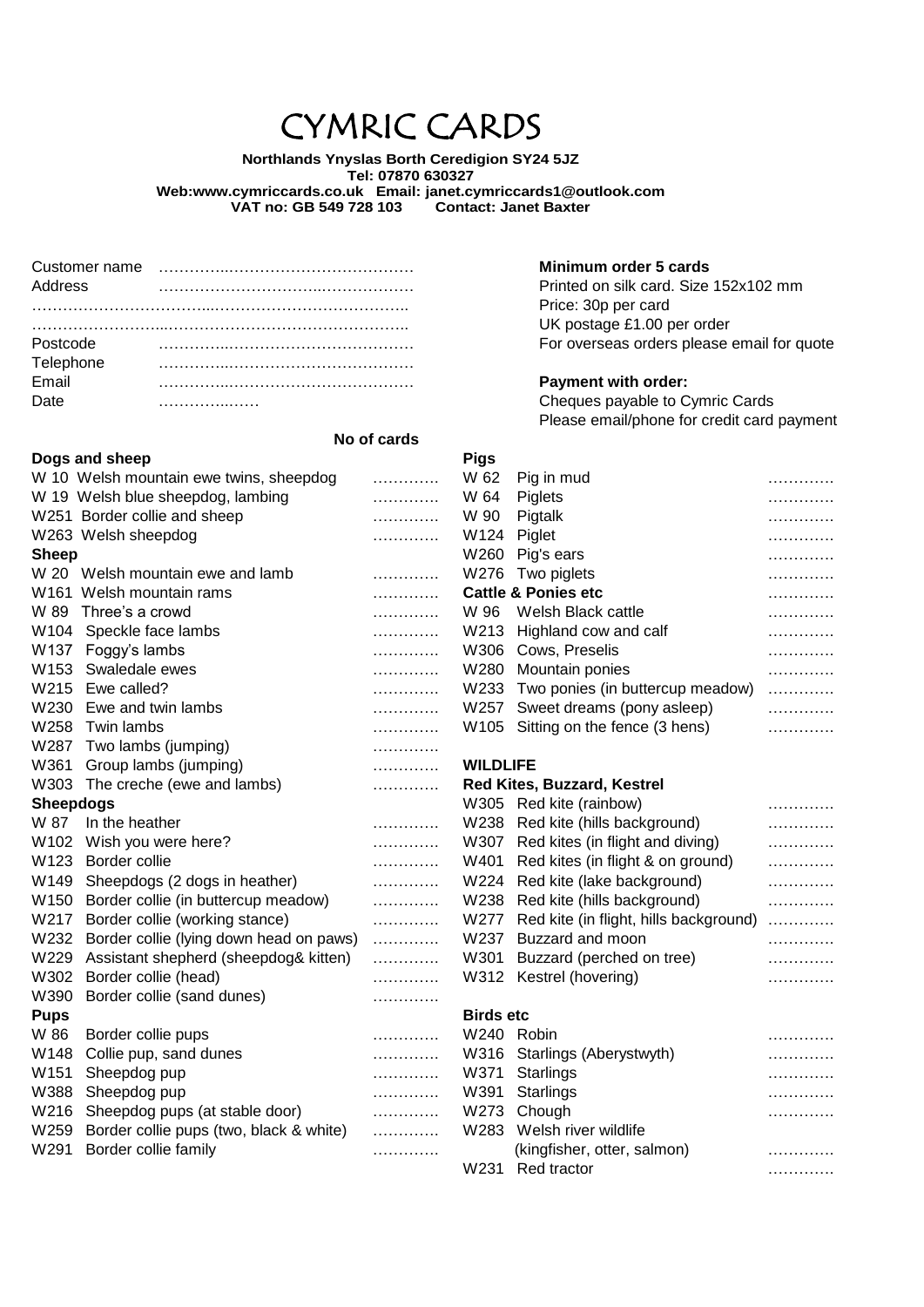# CYMRIC CARDS

**Northlands Ynyslas Borth Ceredigion SY24 5JZ**
**Tel: 07870 630327**
**Web:www.cymriccards.co.uk Email: janet.cymriccards1@outlook.com**
**VAT no: GB 549 728 103 Contact: Janet Baxter**

Customer name …………..……………………………
Address …………………………..………………
……………………………..……………………………..
…………………...……………………………………..
Postcode …………..……………………………
Telephone …………..……………………………
Email …………..……………………………
Date ……………..……

**Minimum order 5 cards**
Printed on silk card. Size 152x102 mm
Price: 30p per card
UK postage £1.00 per order
For overseas orders please email for quote

**Payment with order:**
Cheques payable to Cymric Cards
Please email/phone for credit card payment

**No of cards**

**Dogs and sheep**

| Code | Title | No of cards |
|---|---|---|
| W 10 | Welsh mountain ewe twins, sheepdog | …………. |
| W 19 | Welsh blue sheepdog, lambing | …………. |
| W251 | Border collie and sheep | …………. |
| W263 | Welsh sheepdog | …………. |

**Sheep**

| Code | Title | No of cards |
|---|---|---|
| W 20 | Welsh mountain ewe and lamb | …………. |
| W161 | Welsh mountain rams | …………. |
| W 89 | Three's a crowd | …………. |
| W104 | Speckle face lambs | …………. |
| W137 | Foggy's lambs | …………. |
| W153 | Swaledale ewes | …………. |
| W215 | Ewe called? | …………. |
| W230 | Ewe and twin lambs | …………. |
| W258 | Twin lambs | …………. |
| W287 | Two lambs (jumping) | …………. |
| W361 | Group lambs (jumping) | …………. |
| W303 | The creche (ewe and lambs) | …………. |

**Sheepdogs**

| Code | Title | No of cards |
|---|---|---|
| W 87 | In the heather | …………. |
| W102 | Wish you were here? | …………. |
| W123 | Border collie | …………. |
| W149 | Sheepdogs (2 dogs in heather) | …………. |
| W150 | Border collie (in buttercup meadow) | …………. |
| W217 | Border collie (working stance) | …………. |
| W232 | Border collie (lying down head on paws) | …………. |
| W229 | Assistant shepherd (sheepdog& kitten) | …………. |
| W302 | Border collie (head) | …………. |
| W390 | Border collie (sand dunes) | …………. |

**Pups**

| Code | Title | No of cards |
|---|---|---|
| W 86 | Border collie pups | …………. |
| W148 | Collie pup, sand dunes | …………. |
| W151 | Sheepdog pup | …………. |
| W388 | Sheepdog pup | …………. |
| W216 | Sheepdog pups (at stable door) | …………. |
| W259 | Border collie pups (two, black & white) | …………. |
| W291 | Border collie family | …………. |

**Pigs**

| Code | Title | No of cards |
|---|---|---|
| W 62 | Pig in mud | …………. |
| W 64 | Piglets | …………. |
| W 90 | Pigtalk | …………. |
| W124 | Piglet | …………. |
| W260 | Pig's ears | …………. |
| W276 | Two piglets | …………. |

**Cattle & Ponies etc**

| Code | Title | No of cards |
|---|---|---|
| W 96 | Welsh Black cattle | …………. |
| W213 | Highland cow and calf | …………. |
| W306 | Cows, Preselis | …………. |
| W280 | Mountain ponies | …………. |
| W233 | Two ponies (in buttercup meadow) | …………. |
| W257 | Sweet dreams (pony asleep) | …………. |
| W105 | Sitting on the fence (3 hens) | …………. |

**WILDLIFE**

**Red Kites, Buzzard, Kestrel**

| Code | Title | No of cards |
|---|---|---|
| W305 | Red kite (rainbow) | …………. |
| W238 | Red kite (hills background) | …………. |
| W307 | Red kites (in flight and diving) | …………. |
| W401 | Red kites (in flight & on ground) | …………. |
| W224 | Red kite (lake background) | …………. |
| W238 | Red kite (hills background) | …………. |
| W277 | Red kite (in flight, hills background) | …………. |
| W237 | Buzzard and moon | …………. |
| W301 | Buzzard (perched on tree) | …………. |
| W312 | Kestrel (hovering) | …………. |

**Birds etc**

| Code | Title | No of cards |
|---|---|---|
| W240 | Robin | …………. |
| W316 | Starlings (Aberystwyth) | …………. |
| W371 | Starlings | …………. |
| W391 | Starlings | …………. |
| W273 | Chough | …………. |
| W283 | Welsh river wildlife (kingfisher, otter, salmon) | …………. |
| W231 | Red tractor | …………. |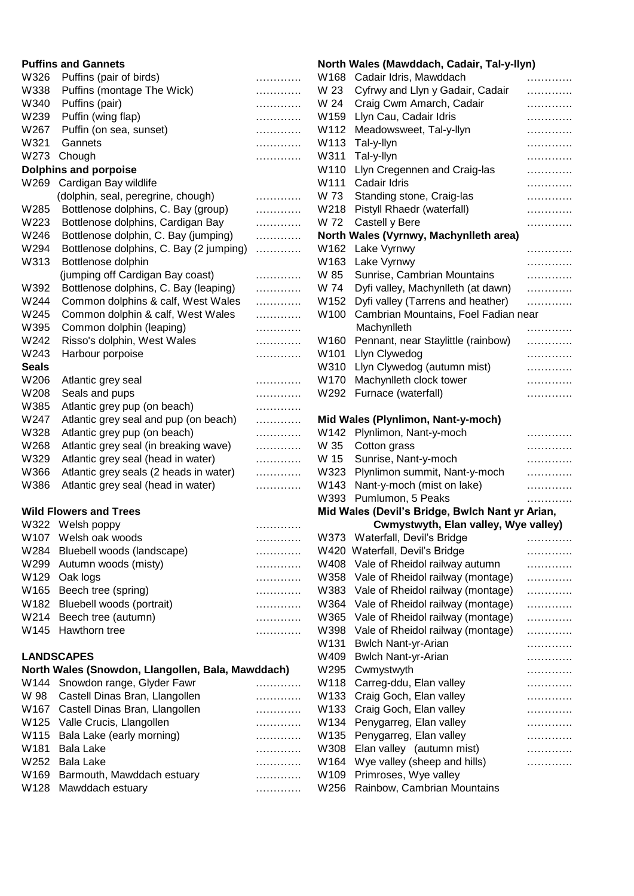**Puffins and Gannets**

| | | |
|---|---|---|
| W326 | Puffins (pair of birds) | ………… |
| W338 | Puffins (montage The Wick) | ………… |
| W340 | Puffins (pair) | ………… |
| W239 | Puffin (wing flap) | ………… |
| W267 | Puffin (on sea, sunset) | ………… |
| W321 | Gannets | ………… |
| W273 | Chough | ………… |

**Dolphins and porpoise**

| | | |
|---|---|---|
| W269 | Cardigan Bay wildlife (dolphin, seal, peregrine, chough) | ………… |
| W285 | Bottlenose dolphins, C. Bay (group) | ………… |
| W223 | Bottlenose dolphins, Cardigan Bay | ………… |
| W246 | Bottlenose dolphin, C. Bay (jumping) | ………… |
| W294 | Bottlenose dolphins, C. Bay (2 jumping) | ………… |
| W313 | Bottlenose dolphin (jumping off Cardigan Bay coast) | ………… |
| W392 | Bottlenose dolphins, C. Bay (leaping) | ………… |
| W244 | Common dolphins & calf, West Wales | ………… |
| W245 | Common dolphin & calf, West Wales | ………… |
| W395 | Common dolphin (leaping) | ………… |
| W242 | Risso's dolphin, West Wales | ………… |
| W243 | Harbour porpoise | ………… |

**Seals**

| | | |
|---|---|---|
| W206 | Atlantic grey seal | ………… |
| W208 | Seals and pups | ………… |
| W385 | Atlantic grey pup (on beach) | ………… |
| W247 | Atlantic grey seal and pup (on beach) | ………… |
| W328 | Atlantic grey pup (on beach) | ………… |
| W268 | Atlantic grey seal (in breaking wave) | ………… |
| W329 | Atlantic grey seal (head in water) | ………… |
| W366 | Atlantic grey seals (2 heads in water) | ………… |
| W386 | Atlantic grey seal (head in water) | ………… |

**Wild Flowers and Trees**

| | | |
|---|---|---|
| W322 | Welsh poppy | ………… |
| W107 | Welsh oak woods | ………… |
| W284 | Bluebell woods (landscape) | ………… |
| W299 | Autumn woods (misty) | ………… |
| W129 | Oak logs | ………… |
| W165 | Beech tree (spring) | ………… |
| W182 | Bluebell woods (portrait) | ………… |
| W214 | Beech tree (autumn) | ………… |
| W145 | Hawthorn tree | ………… |

## LANDSCAPES

**North Wales (Snowdon, Llangollen, Bala, Mawddach)**

| | | |
|---|---|---|
| W144 | Snowdon range, Glyder Fawr | ………… |
| W 98 | Castell Dinas Bran, Llangollen | ………… |
| W167 | Castell Dinas Bran, Llangollen | ………… |
| W125 | Valle Crucis, Llangollen | ………… |
| W115 | Bala Lake (early morning) | ………… |
| W181 | Bala Lake | ………… |
| W252 | Bala Lake | ………… |
| W169 | Barmouth, Mawddach estuary | ………… |
| W128 | Mawddach estuary | ………… |

**North Wales (Mawddach, Cadair, Tal-y-llyn)**

| | | |
|---|---|---|
| W168 | Cadair Idris, Mawddach | ………… |
| W 23 | Cyfrwy and Llyn y Gadair, Cadair | ………… |
| W 24 | Craig Cwm Amarch, Cadair | ………… |
| W159 | Llyn Cau, Cadair Idris | ………… |
| W112 | Meadowsweet, Tal-y-llyn | ………… |
| W113 | Tal-y-llyn | ………… |
| W311 | Tal-y-llyn | ………… |
| W110 | Llyn Cregennen and Craig-las | ………… |
| W111 | Cadair Idris | ………… |
| W 73 | Standing stone, Craig-las | ………… |
| W218 | Pistyll Rhaedr (waterfall) | ………… |
| W 72 | Castell y Bere | ………… |

**North Wales (Vyrnwy, Machynlleth area)**

| | | |
|---|---|---|
| W162 | Lake Vyrnwy | ………… |
| W163 | Lake Vyrnwy | ………… |
| W 85 | Sunrise, Cambrian Mountains | ………… |
| W 74 | Dyfi valley, Machynlleth (at dawn) | ………… |
| W152 | Dyfi valley (Tarrens and heather) | ………… |
| W100 | Cambrian Mountains, Foel Fadian near Machynlleth | ………… |
| W160 | Pennant, near Staylittle (rainbow) | ………… |
| W101 | Llyn Clywedog | ………… |
| W310 | Llyn Clywedog (autumn mist) | ………… |
| W170 | Machynlleth clock tower | ………… |
| W292 | Furnace (waterfall) | ………… |

**Mid Wales (Plynlimon, Nant-y-moch)**

| | | |
|---|---|---|
| W142 | Plynlimon, Nant-y-moch | ………… |
| W 35 | Cotton grass | ………… |
| W 15 | Sunrise, Nant-y-moch | ………… |
| W323 | Plynlimon summit, Nant-y-moch | ………… |
| W143 | Nant-y-moch (mist on lake) | ………… |
| W393 | Pumlumon, 5 Peaks | ………… |

**Mid Wales (Devil's Bridge, Bwlch Nant yr Arian, Cwmystwyth, Elan valley, Wye valley)**

| | | |
|---|---|---|
| W373 | Waterfall, Devil's Bridge | ………… |
| W420 | Waterfall, Devil's Bridge | ………… |
| W408 | Vale of Rheidol railway autumn | ………… |
| W358 | Vale of Rheidol railway (montage) | ………… |
| W383 | Vale of Rheidol railway (montage) | ………… |
| W364 | Vale of Rheidol railway (montage) | ………… |
| W365 | Vale of Rheidol railway (montage) | ………… |
| W398 | Vale of Rheidol railway (montage) | ………… |
| W131 | Bwlch Nant-yr-Arian | ………… |
| W409 | Bwlch Nant-yr-Arian | ………… |
| W295 | Cwmystwyth | ………… |
| W118 | Carreg-ddu, Elan valley | ………… |
| W133 | Craig Goch, Elan valley | ………… |
| W133 | Craig Goch, Elan valley | ………… |
| W134 | Penygarreg, Elan valley | ………… |
| W135 | Penygarreg, Elan valley | ………… |
| W308 | Elan valley (autumn mist) | ………… |
| W164 | Wye valley (sheep and hills) | ………… |
| W109 | Primroses, Wye valley | |
| W256 | Rainbow, Cambrian Mountains | |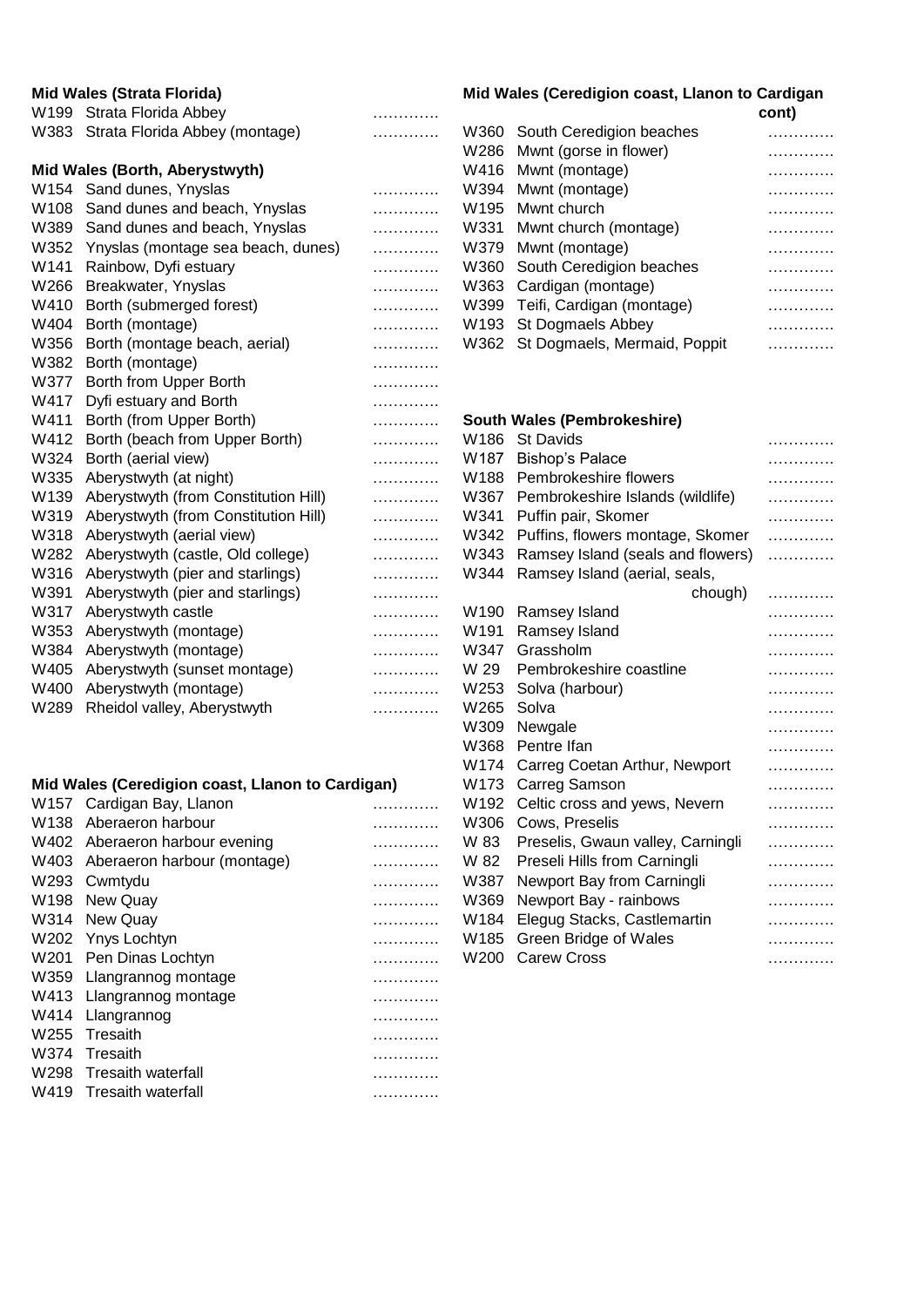### Mid Wales (Strata Florida)

| | | |
|---|---|---|
| W199 | Strata Florida Abbey | ………… |
| W383 | Strata Florida Abbey (montage) | ………… |

### Mid Wales (Borth, Aberystwyth)

| | | |
|---|---|---|
| W154 | Sand dunes, Ynyslas | ………… |
| W108 | Sand dunes and beach, Ynyslas | ………… |
| W389 | Sand dunes and beach, Ynyslas | ………… |
| W352 | Ynyslas (montage sea beach, dunes) | ………… |
| W141 | Rainbow, Dyfi estuary | ………… |
| W266 | Breakwater, Ynyslas | ………… |
| W410 | Borth (submerged forest) | ………… |
| W404 | Borth (montage) | ………… |
| W356 | Borth (montage beach, aerial) | ………… |
| W382 | Borth (montage) | ………… |
| W377 | Borth from Upper Borth | ………… |
| W417 | Dyfi estuary and Borth | ………… |
| W411 | Borth (from Upper Borth) | ………… |
| W412 | Borth (beach from Upper Borth) | ………… |
| W324 | Borth (aerial view) | ………… |
| W335 | Aberystwyth (at night) | ………… |
| W139 | Aberystwyth (from Constitution Hill) | ………… |
| W319 | Aberystwyth (from Constitution Hill) | ………… |
| W318 | Aberystwyth (aerial view) | ………… |
| W282 | Aberystwyth (castle, Old college) | ………… |
| W316 | Aberystwyth (pier and starlings) | ………… |
| W391 | Aberystwyth (pier and starlings) | ………… |
| W317 | Aberystwyth castle | ………… |
| W353 | Aberystwyth (montage) | ………… |
| W384 | Aberystwyth (montage) | ………… |
| W405 | Aberystwyth (sunset montage) | ………… |
| W400 | Aberystwyth (montage) | ………… |
| W289 | Rheidol valley, Aberystwyth | ………… |

### Mid Wales (Ceredigion coast, Llanon to Cardigan)

| | | |
|---|---|---|
| W157 | Cardigan Bay, Llanon | ………… |
| W138 | Aberaeron harbour | ………… |
| W402 | Aberaeron harbour evening | ………… |
| W403 | Aberaeron harbour (montage) | ………… |
| W293 | Cwmtydu | ………… |
| W198 | New Quay | ………… |
| W314 | New Quay | ………… |
| W202 | Ynys Lochtyn | ………… |
| W201 | Pen Dinas Lochtyn | ………… |
| W359 | Llangrannog montage | ………… |
| W413 | Llangrannog montage | ………… |
| W414 | Llangrannog | ………… |
| W255 | Tresaith | ………… |
| W374 | Tresaith | ………… |
| W298 | Tresaith waterfall | ………… |
| W419 | Tresaith waterfall | ………… |

### Mid Wales (Ceredigion coast, Llanon to Cardigan cont)

| | | |
|---|---|---|
| W360 | South Ceredigion beaches | ………… |
| W286 | Mwnt (gorse in flower) | ………… |
| W416 | Mwnt (montage) | ………… |
| W394 | Mwnt (montage) | ………… |
| W195 | Mwnt church | ………… |
| W331 | Mwnt church (montage) | ………… |
| W379 | Mwnt (montage) | ………… |
| W360 | South Ceredigion beaches | ………… |
| W363 | Cardigan (montage) | ………… |
| W399 | Teifi, Cardigan (montage) | ………… |
| W193 | St Dogmaels Abbey | ………… |
| W362 | St Dogmaels, Mermaid, Poppit | ………… |

### South Wales (Pembrokeshire)

| | | |
|---|---|---|
| W186 | St Davids | ………… |
| W187 | Bishop's Palace | ………… |
| W188 | Pembrokeshire flowers | ………… |
| W367 | Pembrokeshire Islands (wildlife) | ………… |
| W341 | Puffin pair, Skomer | ………… |
| W342 | Puffins, flowers montage, Skomer | ………… |
| W343 | Ramsey Island (seals and flowers) | ………… |
| W344 | Ramsey Island (aerial, seals, chough) | ………… |
| W190 | Ramsey Island | ………… |
| W191 | Ramsey Island | ………… |
| W347 | Grassholm | ………… |
| W 29 | Pembrokeshire coastline | ………… |
| W253 | Solva (harbour) | ………… |
| W265 | Solva | ………… |
| W309 | Newgale | ………… |
| W368 | Pentre Ifan | ………… |
| W174 | Carreg Coetan Arthur, Newport | ………… |
| W173 | Carreg Samson | ………… |
| W192 | Celtic cross and yews, Nevern | ………… |
| W306 | Cows, Preselis | ………… |
| W 83 | Preselis, Gwaun valley, Carningli | ………… |
| W 82 | Preseli Hills from Carningli | ………… |
| W387 | Newport Bay from Carningli | ………… |
| W369 | Newport Bay - rainbows | ………… |
| W184 | Elegug Stacks, Castlemartin | ………… |
| W185 | Green Bridge of Wales | ………… |
| W200 | Carew Cross | ………… |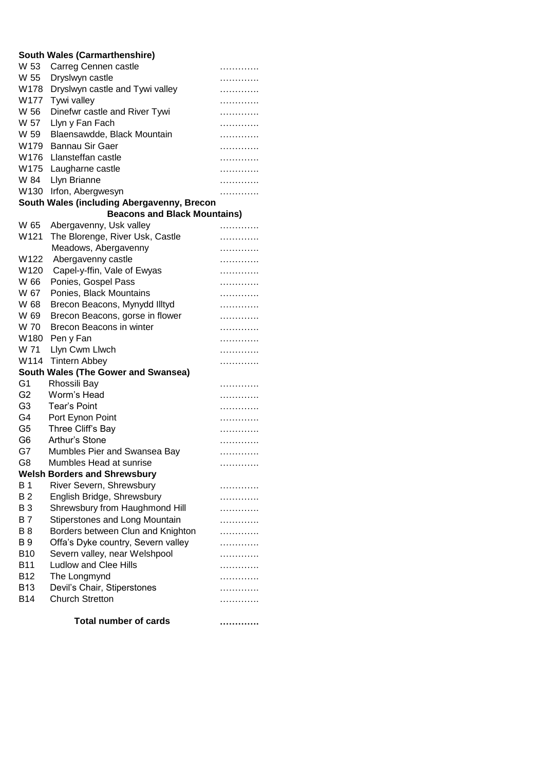**South Wales (Carmarthenshire)**

| | | |
|---|---|---|
| W 53 | Carreg Cennen castle | ………… |
| W 55 | Dryslwyn castle | ………… |
| W178 | Dryslwyn castle and Tywi valley | ………… |
| W177 | Tywi valley | ………… |
| W 56 | Dinefwr castle and River Tywi | ………… |
| W 57 | Llyn y Fan Fach | ………… |
| W 59 | Blaensawdde, Black Mountain | ………… |
| W179 | Bannau Sir Gaer | ………… |
| W176 | Llansteffan castle | ………… |
| W175 | Laugharne castle | ………… |
| W 84 | Llyn Brianne | ………… |
| W130 | Irfon, Abergwesyn | ………… |

**South Wales (including Abergavenny, Brecon Beacons and Black Mountains)**

| | | |
|---|---|---|
| W 65 | Abergavenny, Usk valley | ………… |
| W121 | The Blorenge, River Usk, Castle Meadows, Abergavenny | ………… |
| W122 | Abergavenny castle | ………… |
| W120 | Capel-y-ffin, Vale of Ewyas | ………… |
| W 66 | Ponies, Gospel Pass | ………… |
| W 67 | Ponies, Black Mountains | ………… |
| W 68 | Brecon Beacons, Mynydd Illtyd | ………… |
| W 69 | Brecon Beacons, gorse in flower | ………… |
| W 70 | Brecon Beacons in winter | ………… |
| W180 | Pen y Fan | ………… |
| W 71 | Llyn Cwm Llwch | ………… |
| W114 | Tintern Abbey | ………… |

**South Wales (The Gower and Swansea)**

| | | |
|---|---|---|
| G1 | Rhossili Bay | ………… |
| G2 | Worm's Head | ………… |
| G3 | Tear's Point | ………… |
| G4 | Port Eynon Point | ………… |
| G5 | Three Cliff's Bay | ………… |
| G6 | Arthur's Stone | ………… |
| G7 | Mumbles Pier and Swansea Bay | ………… |
| G8 | Mumbles Head at sunrise | ………… |

**Welsh Borders and Shrewsbury**

| | | |
|---|---|---|
| B 1 | River Severn, Shrewsbury | ………… |
| B 2 | English Bridge, Shrewsbury | ………… |
| B 3 | Shrewsbury from Haughmond Hill | ………… |
| B 7 | Stiperstones and Long Mountain | ………… |
| B 8 | Borders between Clun and Knighton | ………… |
| B 9 | Offa's Dyke country, Severn valley | ………… |
| B10 | Severn valley, near Welshpool | ………… |
| B11 | Ludlow and Clee Hills | ………… |
| B12 | The Longmynd | ………… |
| B13 | Devil's Chair, Stiperstones | ………… |
| B14 | Church Stretton | ………… |

**Total number of cards** **…………**